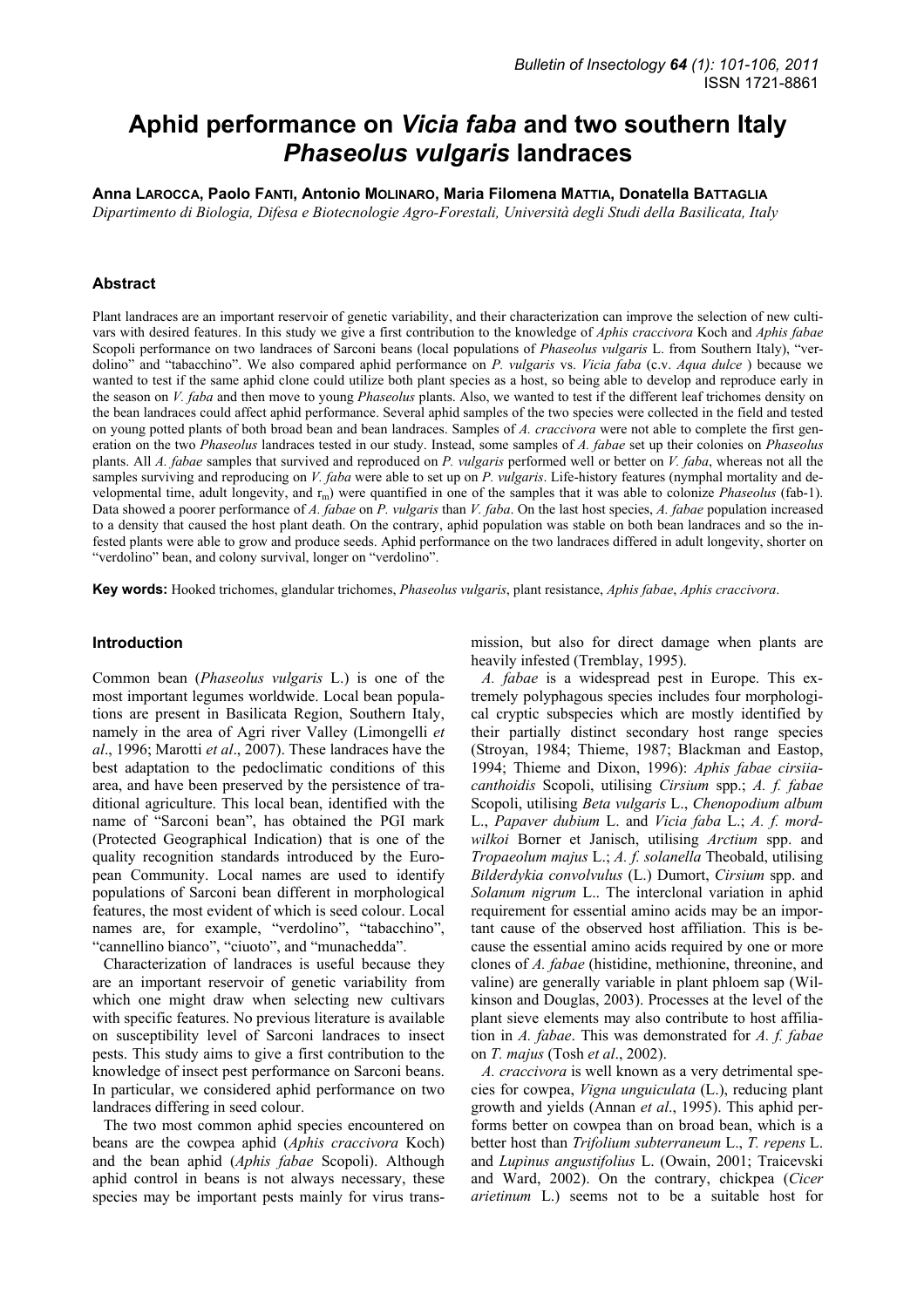# Aphid performance on *Vicia faba* and two southern Italy *Phaseolus vulgaris* landraces

**Anna Larocca, Paolo Fanti, Antonio Molinaro, Maria Filomena Mattia, Donatella Battaglia**

*Dipartimento di Biologia, Difesa e Biotecnologie Agro-Forestali, Università degli Studi della Basilicata, Italy*

## Abstract

Plant landraces are an important reservoir of genetic variability, and their characterization can improve the selection of new cultivars with desired features. In this study we give a first contribution to the knowledge of *Aphis craccivora* Koch and *Aphis fabae* Scopoli performance on two landraces of Sarconi beans (local populations of *Phaseolus vulgaris* L. from Southern Italy), "verdolino" and "tabacchino". We also compared aphid performance on *P. vulgaris* vs. *Vicia faba* (c.v. *Aqua dulce* ) because we wanted to test if the same aphid clone could utilize both plant species as a host, so being able to develop and reproduce early in the season on *V. faba* and then move to young *Phaseolus* plants. Also, we wanted to test if the different leaf trichomes density on the bean landraces could affect aphid performance. Several aphid samples of the two species were collected in the field and tested on young potted plants of both broad bean and bean landraces. Samples of *A. craccivora* were not able to complete the first generation on the two *Phaseolus* landraces tested in our study. Instead, some samples of *A. fabae* set up their colonies on *Phaseolus* plants. All *A. fabae* samples that survived and reproduced on *P. vulgaris* performed well or better on *V. faba*, whereas not all the samples surviving and reproducing on *V. faba* were able to set up on *P. vulgaris*. Life-history features (nymphal mortality and developmental time, adult longevity, and $r_m$) were quantified in one of the samples that it was able to colonize *Phaseolus* (fab-1). Data showed a poorer performance of *A. fabae* on *P. vulgaris* than *V. faba*. On the last host species, *A. fabae* population increased to a density that caused the host plant death. On the contrary, aphid population was stable on both bean landraces and so the infested plants were able to grow and produce seeds. Aphid performance on the two landraces differed in adult longevity, shorter on "verdolino" bean, and colony survival, longer on "verdolino".

**Key words:** Hooked trichomes, glandular trichomes, *Phaseolus vulgaris*, plant resistance, *Aphis fabae*, *Aphis craccivora*.

## Introduction

Common bean (*Phaseolus vulgaris* L.) is one of the most important legumes worldwide. Local bean populations are present in Basilicata Region, Southern Italy, namely in the area of Agri river Valley (Limongelli *et al*., 1996; Marotti *et al*., 2007). These landraces have the best adaptation to the pedoclimatic conditions of this area, and have been preserved by the persistence of traditional agriculture. This local bean, identified with the name of "Sarconi bean", has obtained the PGI mark (Protected Geographical Indication) that is one of the quality recognition standards introduced by the European Community. Local names are used to identify populations of Sarconi bean different in morphological features, the most evident of which is seed colour. Local names are, for example, "verdolino", "tabacchino", "cannellino bianco", "ciuoto", and "munachedda".

Characterization of landraces is useful because they are an important reservoir of genetic variability from which one might draw when selecting new cultivars with specific features. No previous literature is available on susceptibility level of Sarconi landraces to insect pests. This study aims to give a first contribution to the knowledge of insect pest performance on Sarconi beans. In particular, we considered aphid performance on two landraces differing in seed colour.

The two most common aphid species encountered on beans are the cowpea aphid (*Aphis craccivora* Koch) and the bean aphid (*Aphis fabae* Scopoli). Although aphid control in beans is not always necessary, these species may be important pests mainly for virus transmission, but also for direct damage when plants are heavily infested (Tremblay, 1995).

*A. fabae* is a widespread pest in Europe. This extremely polyphagous species includes four morphological cryptic subspecies which are mostly identified by their partially distinct secondary host range species (Stroyan, 1984; Thieme, 1987; Blackman and Eastop, 1994; Thieme and Dixon, 1996): *Aphis fabae cirsiiacanthoidis* Scopoli, utilising *Cirsium* spp.; *A. f. fabae* Scopoli, utilising *Beta vulgaris* L., *Chenopodium album* L., *Papaver dubium* L. and *Vicia faba* L.; *A. f. mordwilkoi* Borner et Janisch, utilising *Arctium* spp. and *Tropaeolum majus* L.; *A. f. solanella* Theobald, utilising *Bilderdykia convolvulus* (L.) Dumort, *Cirsium* spp. and *Solanum nigrum* L.. The interclonal variation in aphid requirement for essential amino acids may be an important cause of the observed host affiliation. This is because the essential amino acids required by one or more clones of *A. fabae* (histidine, methionine, threonine, and valine) are generally variable in plant phloem sap (Wilkinson and Douglas, 2003). Processes at the level of the plant sieve elements may also contribute to host affiliation in *A. fabae*. This was demonstrated for *A. f. fabae* on *T. majus* (Tosh *et al*., 2002).

*A. craccivora* is well known as a very detrimental species for cowpea, *Vigna unguiculata* (L.), reducing plant growth and yields (Annan *et al*., 1995). This aphid performs better on cowpea than on broad bean, which is a better host than *Trifolium subterraneum* L., *T. repens* L. and *Lupinus angustifolius* L. (Owain, 2001; Traicevski and Ward, 2002). On the contrary, chickpea (*Cicer arietinum* L.) seems not to be a suitable host for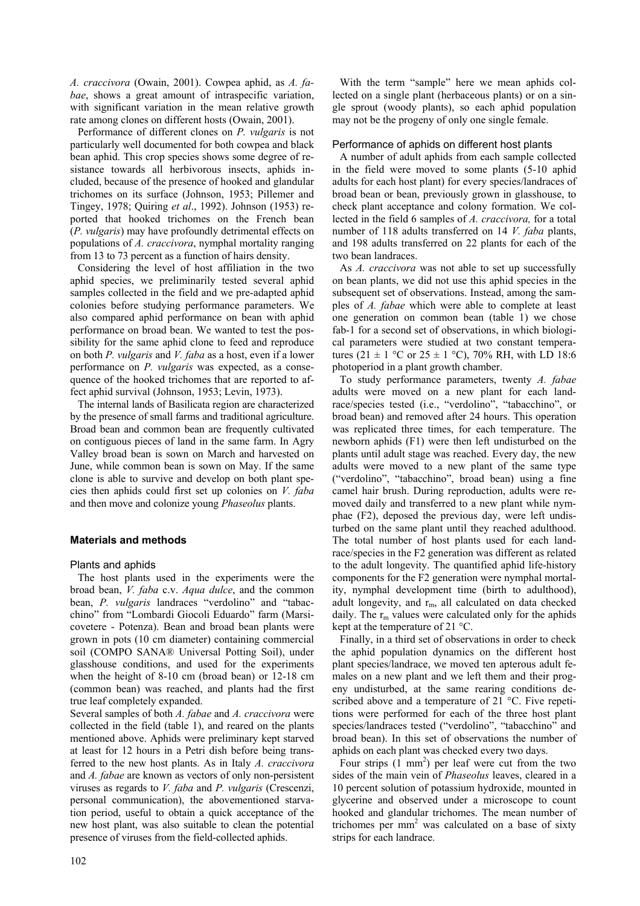*A. craccivora* (Owain, 2001). Cowpea aphid, as *A. fabae*, shows a great amount of intraspecific variation, with significant variation in the mean relative growth rate among clones on different hosts (Owain, 2001).

Performance of different clones on *P. vulgaris* is not particularly well documented for both cowpea and black bean aphid. This crop species shows some degree of resistance towards all herbivorous insects, aphids included, because of the presence of hooked and glandular trichomes on its surface (Johnson, 1953; Pillemer and Tingey, 1978; Quiring *et al*., 1992). Johnson (1953) reported that hooked trichomes on the French bean (*P. vulgaris*) may have profoundly detrimental effects on populations of *A. craccivora*, nymphal mortality ranging from 13 to 73 percent as a function of hairs density.

Considering the level of host affiliation in the two aphid species, we preliminarily tested several aphid samples collected in the field and we pre-adapted aphid colonies before studying performance parameters. We also compared aphid performance on bean with aphid performance on broad bean. We wanted to test the possibility for the same aphid clone to feed and reproduce on both *P. vulgaris* and *V. faba* as a host, even if a lower performance on *P. vulgaris* was expected, as a consequence of the hooked trichomes that are reported to affect aphid survival (Johnson, 1953; Levin, 1973).

The internal lands of Basilicata region are characterized by the presence of small farms and traditional agriculture. Broad bean and common bean are frequently cultivated on contiguous pieces of land in the same farm. In Agry Valley broad bean is sown on March and harvested on June, while common bean is sown on May. If the same clone is able to survive and develop on both plant species then aphids could first set up colonies on *V. faba* and then move and colonize young *Phaseolus* plants.

## Materials and methods

### Plants and aphids

The host plants used in the experiments were the broad bean, *V. faba* c.v. *Aqua dulce*, and the common bean, *P. vulgaris* landraces "verdolino" and "tabacchino" from "Lombardi Giocoli Eduardo" farm (Marsicovetere - Potenza). Bean and broad bean plants were grown in pots (10 cm diameter) containing commercial soil (COMPO SANA® Universal Potting Soil), under glasshouse conditions, and used for the experiments when the height of 8-10 cm (broad bean) or 12-18 cm (common bean) was reached, and plants had the first true leaf completely expanded.

Several samples of both *A. fabae* and *A. craccivora* were collected in the field (table 1), and reared on the plants mentioned above. Aphids were preliminary kept starved at least for 12 hours in a Petri dish before being transferred to the new host plants. As in Italy *A. craccivora* and *A. fabae* are known as vectors of only non-persistent viruses as regards to *V. faba* and *P. vulgaris* (Crescenzi, personal communication), the abovementioned starvation period, useful to obtain a quick acceptance of the new host plant, was also suitable to clean the potential presence of viruses from the field-collected aphids.

With the term "sample" here we mean aphids collected on a single plant (herbaceous plants) or on a single sprout (woody plants), so each aphid population may not be the progeny of only one single female.

### Performance of aphids on different host plants

A number of adult aphids from each sample collected in the field were moved to some plants (5-10 aphid adults for each host plant) for every species/landraces of broad bean or bean, previously grown in glasshouse, to check plant acceptance and colony formation. We collected in the field 6 samples of *A. craccivora,* for a total number of 118 adults transferred on 14 *V. faba* plants, and 198 adults transferred on 22 plants for each of the two bean landraces.

As *A. craccivora* was not able to set up successfully on bean plants, we did not use this aphid species in the subsequent set of observations. Instead, among the samples of *A. fabae* which were able to complete at least one generation on common bean (table 1) we chose fab-1 for a second set of observations, in which biological parameters were studied at two constant temperatures (21 ± 1 °C or 25 ± 1 °C), 70% RH, with LD 18:6 photoperiod in a plant growth chamber.

To study performance parameters, twenty *A. fabae* adults were moved on a new plant for each landrace/species tested (i.e., "verdolino", "tabacchino", or broad bean) and removed after 24 hours. This operation was replicated three times, for each temperature. The newborn aphids (F1) were then left undisturbed on the plants until adult stage was reached. Every day, the new adults were moved to a new plant of the same type ("verdolino", "tabacchino", broad bean) using a fine camel hair brush. During reproduction, adults were removed daily and transferred to a new plant while nymphae (F2), deposed the previous day, were left undisturbed on the same plant until they reached adulthood. The total number of host plants used for each landrace/species in the F2 generation was different as related to the adult longevity. The quantified aphid life-history components for the F2 generation were nymphal mortality, nymphal development time (birth to adulthood), adult longevity, and $r_m$, all calculated on data checked daily. The $r_m$ values were calculated only for the aphids kept at the temperature of 21 °C.

Finally, in a third set of observations in order to check the aphid population dynamics on the different host plant species/landrace, we moved ten apterous adult females on a new plant and we left them and their progeny undisturbed, at the same rearing conditions described above and a temperature of 21 °C. Five repetitions were performed for each of the three host plant species/landraces tested ("verdolino", "tabacchino" and broad bean). In this set of observations the number of aphids on each plant was checked every two days.

Four strips (1 $mm^2$) per leaf were cut from the two sides of the main vein of *Phaseolus* leaves, cleared in a 10 percent solution of potassium hydroxide, mounted in glycerine and observed under a microscope to count hooked and glandular trichomes. The mean number of trichomes per $mm^2$ was calculated on a base of sixty strips for each landrace.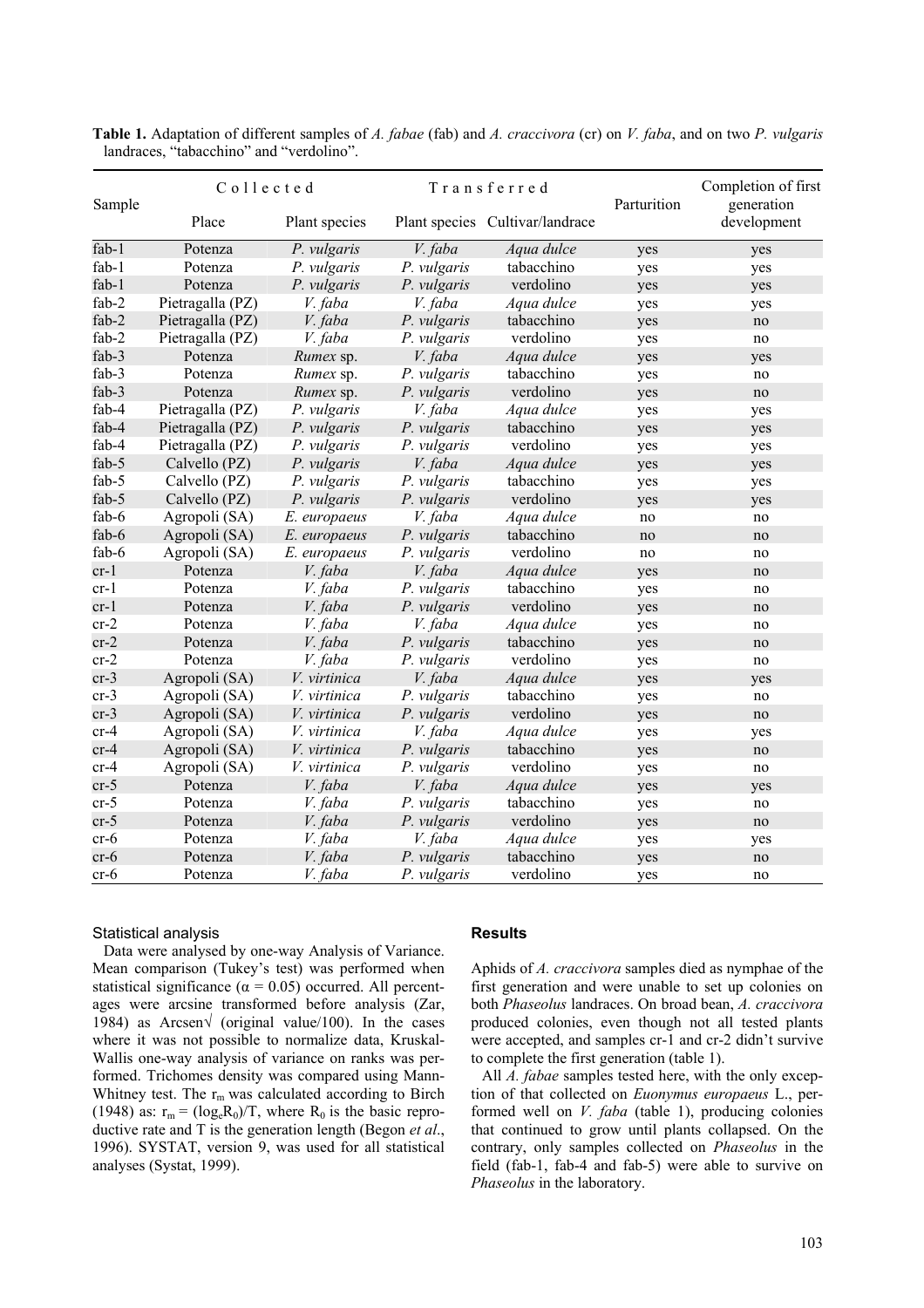**Table 1.** Adaptation of different samples of *A. fabae* (fab) and *A. craccivora* (cr) on *V. faba*, and on two *P. vulgaris* landraces, "tabacchino" and "verdolino".

| Sample | Collected | | Transferred | | Parturition | Completion of first generation development |
|---|---|---|---|---|---|---|
| | Place | Plant species | Plant species | Cultivar/landrace | | |
| fab-1 | Potenza | *P. vulgaris* | *V. faba* | *Aqua dulce* | yes | yes |
| fab-1 | Potenza | *P. vulgaris* | *P. vulgaris* | tabacchino | yes | yes |
| fab-1 | Potenza | *P. vulgaris* | *P. vulgaris* | verdolino | yes | yes |
| fab-2 | Pietragalla (PZ) | *V. faba* | *V. faba* | *Aqua dulce* | yes | yes |
| fab-2 | Pietragalla (PZ) | *V. faba* | *P. vulgaris* | tabacchino | yes | no |
| fab-2 | Pietragalla (PZ) | *V. faba* | *P. vulgaris* | verdolino | yes | no |
| fab-3 | Potenza | *Rumex* sp. | *V. faba* | *Aqua dulce* | yes | yes |
| fab-3 | Potenza | *Rumex* sp. | *P. vulgaris* | tabacchino | yes | no |
| fab-3 | Potenza | *Rumex* sp. | *P. vulgaris* | verdolino | yes | no |
| fab-4 | Pietragalla (PZ) | *P. vulgaris* | *V. faba* | *Aqua dulce* | yes | yes |
| fab-4 | Pietragalla (PZ) | *P. vulgaris* | *P. vulgaris* | tabacchino | yes | yes |
| fab-4 | Pietragalla (PZ) | *P. vulgaris* | *P. vulgaris* | verdolino | yes | yes |
| fab-5 | Calvello (PZ) | *P. vulgaris* | *V. faba* | *Aqua dulce* | yes | yes |
| fab-5 | Calvello (PZ) | *P. vulgaris* | *P. vulgaris* | tabacchino | yes | yes |
| fab-5 | Calvello (PZ) | *P. vulgaris* | *P. vulgaris* | verdolino | yes | yes |
| fab-6 | Agropoli (SA) | *E. europaeus* | *V. faba* | *Aqua dulce* | no | no |
| fab-6 | Agropoli (SA) | *E. europaeus* | *P. vulgaris* | tabacchino | no | no |
| fab-6 | Agropoli (SA) | *E. europaeus* | *P. vulgaris* | verdolino | no | no |
| cr-1 | Potenza | *V. faba* | *V. faba* | *Aqua dulce* | yes | no |
| cr-1 | Potenza | *V. faba* | *P. vulgaris* | tabacchino | yes | no |
| cr-1 | Potenza | *V. faba* | *P. vulgaris* | verdolino | yes | no |
| cr-2 | Potenza | *V. faba* | *V. faba* | *Aqua dulce* | yes | no |
| cr-2 | Potenza | *V. faba* | *P. vulgaris* | tabacchino | yes | no |
| cr-2 | Potenza | *V. faba* | *P. vulgaris* | verdolino | yes | no |
| cr-3 | Agropoli (SA) | *V. virtinica* | *V. faba* | *Aqua dulce* | yes | yes |
| cr-3 | Agropoli (SA) | *V. virtinica* | *P. vulgaris* | tabacchino | yes | no |
| cr-3 | Agropoli (SA) | *V. virtinica* | *P. vulgaris* | verdolino | yes | no |
| cr-4 | Agropoli (SA) | *V. virtinica* | *V. faba* | *Aqua dulce* | yes | yes |
| cr-4 | Agropoli (SA) | *V. virtinica* | *P. vulgaris* | tabacchino | yes | no |
| cr-4 | Agropoli (SA) | *V. virtinica* | *P. vulgaris* | verdolino | yes | no |
| cr-5 | Potenza | *V. faba* | *V. faba* | *Aqua dulce* | yes | yes |
| cr-5 | Potenza | *V. faba* | *P. vulgaris* | tabacchino | yes | no |
| cr-5 | Potenza | *V. faba* | *P. vulgaris* | verdolino | yes | no |
| cr-6 | Potenza | *V. faba* | *V. faba* | *Aqua dulce* | yes | yes |
| cr-6 | Potenza | *V. faba* | *P. vulgaris* | tabacchino | yes | no |
| cr-6 | Potenza | *V. faba* | *P. vulgaris* | verdolino | yes | no |

### Statistical analysis

Data were analysed by one-way Analysis of Variance. Mean comparison (Tukey's test) was performed when statistical significance ($\alpha = 0.05$) occurred. All percentages were arcsine transformed before analysis (Zar, 1984) as Arcsen√ (original value/100). In the cases where it was not possible to normalize data, Kruskal-Wallis one-way analysis of variance on ranks was performed. Trichomes density was compared using Mann-Whitney test. The $r_m$ was calculated according to Birch (1948) as: $r_m = (\log_e R_0)/T$, where $R_0$ is the basic reproductive rate and T is the generation length (Begon *et al*., 1996). SYSTAT, version 9, was used for all statistical analyses (Systat, 1999).

## Results

Aphids of *A. craccivora* samples died as nymphae of the first generation and were unable to set up colonies on both *Phaseolus* landraces. On broad bean, *A. craccivora* produced colonies, even though not all tested plants were accepted, and samples cr-1 and cr-2 didn't survive to complete the first generation (table 1).

All *A. fabae* samples tested here, with the only exception of that collected on *Euonymus europaeus* L., performed well on *V. faba* (table 1), producing colonies that continued to grow until plants collapsed. On the contrary, only samples collected on *Phaseolus* in the field (fab-1, fab-4 and fab-5) were able to survive on *Phaseolus* in the laboratory.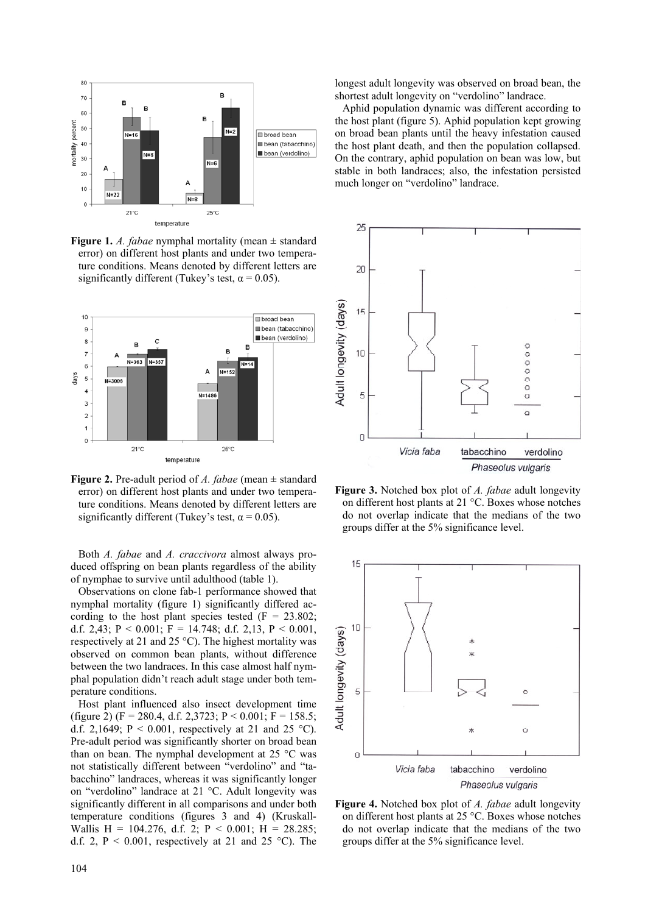**Figure 1.** *A. fabae* nymphal mortality (mean ± standard error) on different host plants and under two temperature conditions. Means denoted by different letters are significantly different (Tukey's test, $\alpha = 0.05$).

**Figure 2.** Pre-adult period of *A. fabae* (mean ± standard error) on different host plants and under two temperature conditions. Means denoted by different letters are significantly different (Tukey's test, $\alpha = 0.05$).

Both *A. fabae* and *A. craccivora* almost always produced offspring on bean plants regardless of the ability of nymphae to survive until adulthood (table 1).

Observations on clone fab-1 performance showed that nymphal mortality (figure 1) significantly differed according to the host plant species tested ($F = 23.802$; d.f. 2,43; $P < 0.001$; $F = 14.748$; d.f. 2,13, $P < 0.001$, respectively at 21 and 25 °C). The highest mortality was observed on common bean plants, without difference between the two landraces. In this case almost half nymphal population didn't reach adult stage under both temperature conditions.

Host plant influenced also insect development time (figure 2) ($F = 280.4$, d.f. 2,3723; $P < 0.001$; $F = 158.5$; d.f. 2,1649; $P < 0.001$, respectively at 21 and 25 °C). Pre-adult period was significantly shorter on broad bean than on bean. The nymphal development at 25 °C was not statistically different between "verdolino" and "tabacchino" landraces, whereas it was significantly longer on "verdolino" landrace at 21 °C. Adult longevity was significantly different in all comparisons and under both temperature conditions (figures 3 and 4) (Kruskall-Wallis $H = 104.276$, d.f. 2; $P < 0.001$; $H = 28.285$; d.f. 2, $P < 0.001$, respectively at 21 and 25 °C). The longest adult longevity was observed on broad bean, the shortest adult longevity on "verdolino" landrace.

Aphid population dynamic was different according to the host plant (figure 5). Aphid population kept growing on broad bean plants until the heavy infestation caused the host plant death, and then the population collapsed. On the contrary, aphid population on bean was low, but stable in both landraces; also, the infestation persisted much longer on "verdolino" landrace.

**Figure 3.** Notched box plot of *A. fabae* adult longevity on different host plants at 21 °C. Boxes whose notches do not overlap indicate that the medians of the two groups differ at the 5% significance level.

**Figure 4.** Notched box plot of *A. fabae* adult longevity on different host plants at 25 °C. Boxes whose notches do not overlap indicate that the medians of the two groups differ at the 5% significance level.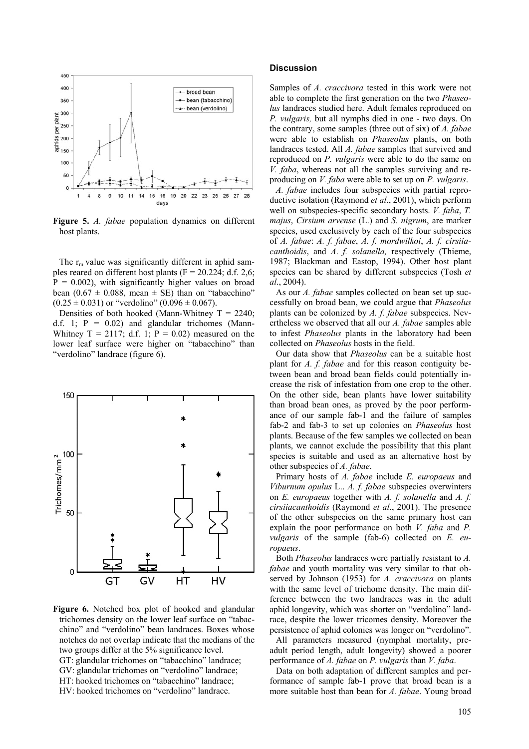**Figure 5.** *A. fabae* population dynamics on different host plants.

The $r_m$ value was significantly different in aphid samples reared on different host plants ($F = 20.224$; d.f. 2,6; $P = 0.002$), with significantly higher values on broad bean ($0.67 \pm 0.088$, mean ± SE) than on "tabacchino" ($0.25 \pm 0.031$) or "verdolino" ($0.096 \pm 0.067$).

Densities of both hooked (Mann-Whitney $T = 2240$; d.f. 1; $P = 0.02$) and glandular trichomes (Mann-Whitney $T = 2117$; d.f. 1; $P = 0.02$) measured on the lower leaf surface were higher on "tabacchino" than "verdolino" landrace (figure 6).

**Figure 6.** Notched box plot of hooked and glandular trichomes density on the lower leaf surface on "tabacchino" and "verdolino" bean landraces. Boxes whose notches do not overlap indicate that the medians of the two groups differ at the 5% significance level.
GT: glandular trichomes on "tabacchino" landrace;
GV: glandular trichomes on "verdolino" landrace;
HT: hooked trichomes on "tabacchino" landrace;
HV: hooked trichomes on "verdolino" landrace.

## Discussion

Samples of *A. craccivora* tested in this work were not able to complete the first generation on the two *Phaseolus* landraces studied here. Adult females reproduced on *P. vulgaris,* but all nymphs died in one - two days. On the contrary, some samples (three out of six) of *A. fabae* were able to establish on *Phaseolus* plants, on both landraces tested. All *A. fabae* samples that survived and reproduced on *P. vulgaris* were able to do the same on *V. faba*, whereas not all the samples surviving and reproducing on *V. faba* were able to set up on *P. vulgaris*.

*A. fabae* includes four subspecies with partial reproductive isolation (Raymond *et al*., 2001), which perform well on subspecies-specific secondary hosts. *V. faba*, *T. majus*, *Cirsium arvense* (L.) and *S. nigrum*, are marker species, used exclusively by each of the four subspecies of *A. fabae*: *A. f. fabae*, *A. f. mordwilkoi*, *A. f. cirsiiacanthoidis*, and *A. f. solanella,* respectively (Thieme, 1987; Blackman and Eastop, 1994). Other host plant species can be shared by different subspecies (Tosh *et al*., 2004).

As our *A. fabae* samples collected on bean set up successfully on broad bean, we could argue that *Phaseolus* plants can be colonized by *A. f. fabae* subspecies. Nevertheless we observed that all our *A. fabae* samples able to infest *Phaseolus* plants in the laboratory had been collected on *Phaseolus* hosts in the field.

Our data show that *Phaseolus* can be a suitable host plant for *A. f. fabae* and for this reason contiguity between bean and broad bean fields could potentially increase the risk of infestation from one crop to the other. On the other side, bean plants have lower suitability than broad bean ones, as proved by the poor performance of our sample fab-1 and the failure of samples fab-2 and fab-3 to set up colonies on *Phaseolus* host plants. Because of the few samples we collected on bean plants, we cannot exclude the possibility that this plant species is suitable and used as an alternative host by other subspecies of *A. fabae*.

Primary hosts of *A. fabae* include *E. europaeus* and *Viburnum opulus* L.. *A. f. fabae* subspecies overwinters on *E. europaeus* together with *A. f. solanella* and *A. f. cirsiiacanthoidis* (Raymond *et al*., 2001). The presence of the other subspecies on the same primary host can explain the poor performance on both *V. faba* and *P. vulgaris* of the sample (fab-6) collected on *E. europaeus*.

Both *Phaseolus* landraces were partially resistant to *A. fabae* and youth mortality was very similar to that observed by Johnson (1953) for *A. craccivora* on plants with the same level of trichome density. The main difference between the two landraces was in the adult aphid longevity, which was shorter on "verdolino" landrace, despite the lower tricomes density. Moreover the persistence of aphid colonies was longer on "verdolino".

All parameters measured (nymphal mortality, pre-adult period length, adult longevity) showed a poorer performance of *A. fabae* on *P. vulgaris* than *V. faba*.

Data on both adaptation of different samples and performance of sample fab-1 prove that broad bean is a more suitable host than bean for *A. fabae*. Young broad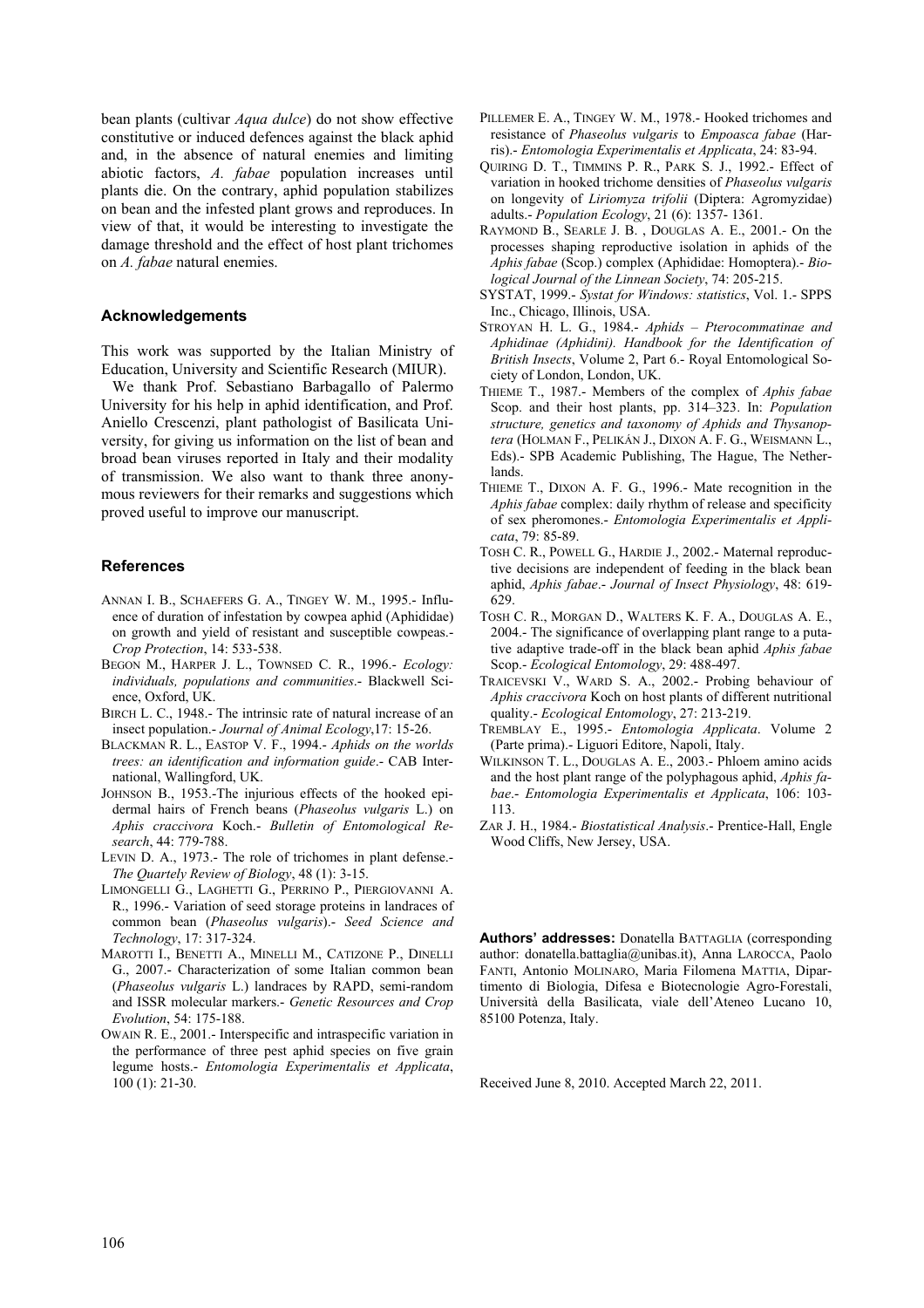bean plants (cultivar *Aqua dulce*) do not show effective constitutive or induced defences against the black aphid and, in the absence of natural enemies and limiting abiotic factors, *A. fabae* population increases until plants die. On the contrary, aphid population stabilizes on bean and the infested plant grows and reproduces. In view of that, it would be interesting to investigate the damage threshold and the effect of host plant trichomes on *A. fabae* natural enemies.

## Acknowledgements

This work was supported by the Italian Ministry of Education, University and Scientific Research (MIUR).

We thank Prof. Sebastiano Barbagallo of Palermo University for his help in aphid identification, and Prof. Aniello Crescenzi, plant pathologist of Basilicata University, for giving us information on the list of bean and broad bean viruses reported in Italy and their modality of transmission. We also want to thank three anonymous reviewers for their remarks and suggestions which proved useful to improve our manuscript.

## References

ANNAN I. B., SCHAEFERS G. A., TINGEY W. M., 1995.- Influence of duration of infestation by cowpea aphid (Aphididae) on growth and yield of resistant and susceptible cowpeas.- *Crop Protection*, 14: 533-538.

BEGON M., HARPER J. L., TOWNSED C. R., 1996.- *Ecology: individuals, populations and communities*.- Blackwell Science, Oxford, UK.

BIRCH L. C., 1948.- The intrinsic rate of natural increase of an insect population.- *Journal of Animal Ecology*,17: 15-26.

BLACKMAN R. L., EASTOP V. F., 1994.- *Aphids on the worlds trees: an identification and information guide*.- CAB International, Wallingford, UK.

JOHNSON B., 1953.-The injurious effects of the hooked epidermal hairs of French beans (*Phaseolus vulgaris* L.) on *Aphis craccivora* Koch.- *Bulletin of Entomological Research*, 44: 779-788.

LEVIN D. A., 1973.- The role of trichomes in plant defense.- *The Quartely Review of Biology*, 48 (1): 3-15.

LIMONGELLI G., LAGHETTI G., PERRINO P., PIERGIOVANNI A. R., 1996.- Variation of seed storage proteins in landraces of common bean (*Phaseolus vulgaris*).- *Seed Science and Technology*, 17: 317-324.

MAROTTI I., BENETTI A., MINELLI M., CATIZONE P., DINELLI G., 2007.- Characterization of some Italian common bean (*Phaseolus vulgaris* L.) landraces by RAPD, semi-random and ISSR molecular markers.- *Genetic Resources and Crop Evolution*, 54: 175-188.

OWAIN R. E., 2001.- Interspecific and intraspecific variation in the performance of three pest aphid species on five grain legume hosts.- *Entomologia Experimentalis et Applicata*, 100 (1): 21-30.

PILLEMER E. A., TINGEY W. M., 1978.- Hooked trichomes and resistance of *Phaseolus vulgaris* to *Empoasca fabae* (Harris).- *Entomologia Experimentalis et Applicata*, 24: 83-94.

QUIRING D. T., TIMMINS P. R., PARK S. J., 1992.- Effect of variation in hooked trichome densities of *Phaseolus vulgaris* on longevity of *Liriomyza trifolii* (Diptera: Agromyzidae) adults.- *Population Ecology*, 21 (6): 1357- 1361.

RAYMOND B., SEARLE J. B. , DOUGLAS A. E., 2001.- On the processes shaping reproductive isolation in aphids of the *Aphis fabae* (Scop.) complex (Aphididae: Homoptera).- *Biological Journal of the Linnean Society*, 74: 205-215.

SYSTAT, 1999.- *Systat for Windows: statistics*, Vol. 1.- SPPS Inc., Chicago, Illinois, USA.

STROYAN H. L. G., 1984.- *Aphids – Pterocommatinae and Aphidinae (Aphidini). Handbook for the Identification of British Insects*, Volume 2, Part 6.- Royal Entomological Society of London, London, UK.

THIEME T., 1987.- Members of the complex of *Aphis fabae* Scop. and their host plants, pp. 314–323. In: *Population structure, genetics and taxonomy of Aphids and Thysanoptera* (HOLMAN F., PELIKÁN J., DIXON A. F. G., WEISMANN L., Eds).- SPB Academic Publishing, The Hague, The Netherlands.

THIEME T., DIXON A. F. G., 1996.- Mate recognition in the *Aphis fabae* complex: daily rhythm of release and specificity of sex pheromones.- *Entomologia Experimentalis et Applicata*, 79: 85-89.

TOSH C. R., POWELL G., HARDIE J., 2002.- Maternal reproductive decisions are independent of feeding in the black bean aphid, *Aphis fabae*.- *Journal of Insect Physiology*, 48: 619-629.

TOSH C. R., MORGAN D., WALTERS K. F. A., DOUGLAS A. E., 2004.- The significance of overlapping plant range to a putative adaptive trade-off in the black bean aphid *Aphis fabae* Scop.- *Ecological Entomology*, 29: 488-497.

TRAICEVSKI V., WARD S. A., 2002.- Probing behaviour of *Aphis craccivora* Koch on host plants of different nutritional quality.- *Ecological Entomology*, 27: 213-219.

TREMBLAY E., 1995.- *Entomologia Applicata*. Volume 2 (Parte prima).- Liguori Editore, Napoli, Italy.

WILKINSON T. L., DOUGLAS A. E., 2003.- Phloem amino acids and the host plant range of the polyphagous aphid, *Aphis fabae*.- *Entomologia Experimentalis et Applicata*, 106: 103-113.

ZAR J. H., 1984.- *Biostatistical Analysis*.- Prentice-Hall, Engle Wood Cliffs, New Jersey, USA.

**Authors' addresses:** Donatella BATTAGLIA (corresponding author: donatella.battaglia@unibas.it), Anna LAROCCA, Paolo FANTI, Antonio MOLINARO, Maria Filomena MATTIA, Dipartimento di Biologia, Difesa e Biotecnologie Agro-Forestali, Università della Basilicata, viale dell'Ateneo Lucano 10, 85100 Potenza, Italy.

Received June 8, 2010. Accepted March 22, 2011.